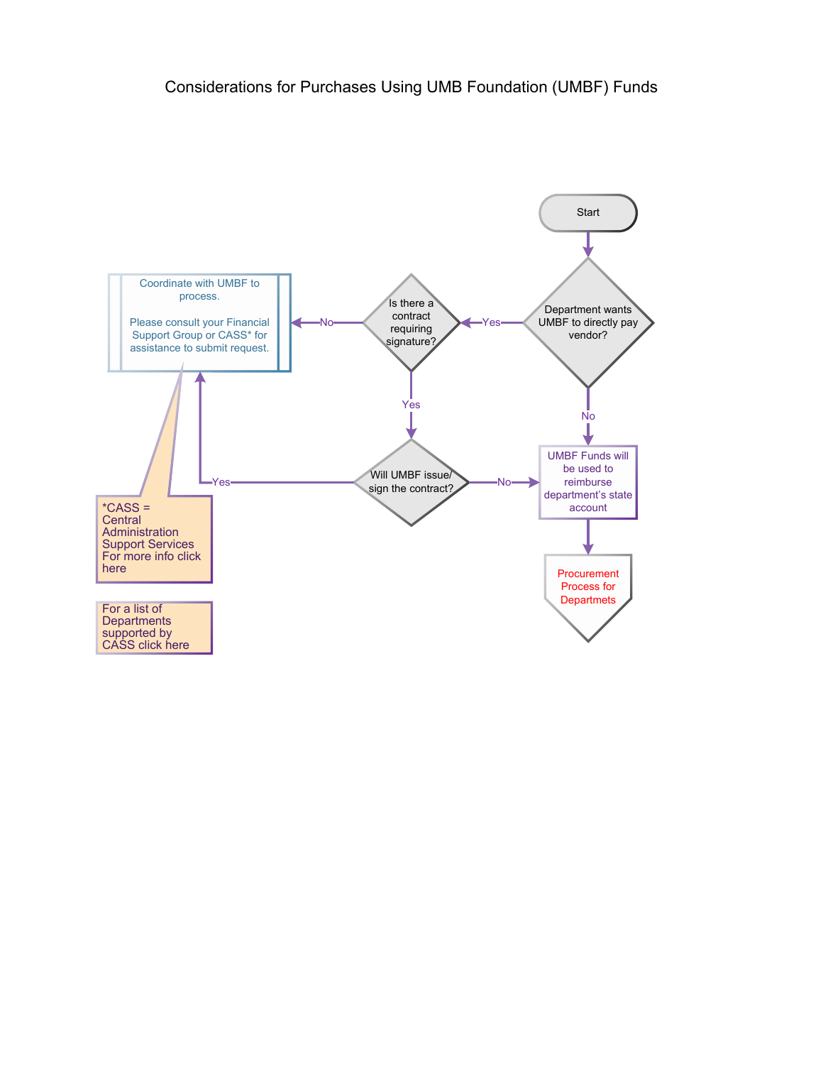# Considerations for Purchases Using UMB Foundation (UMBF) Funds

Start

Department wants UMBF to directly pay vendor?

Yes

Is there a contract requiring signature?

No

Coordinate with UMBF to process.

Please consult your Financial Support Group or CASS* for assistance to submit request.

Yes

Will UMBF issue/ sign the contract?

Yes

No

No

UMBF Funds will be used to reimburse department's state account

Procurement Process for Departmets

*CASS = Central Administration Support Services For more info click here

For a list of Departments supported by CASS click here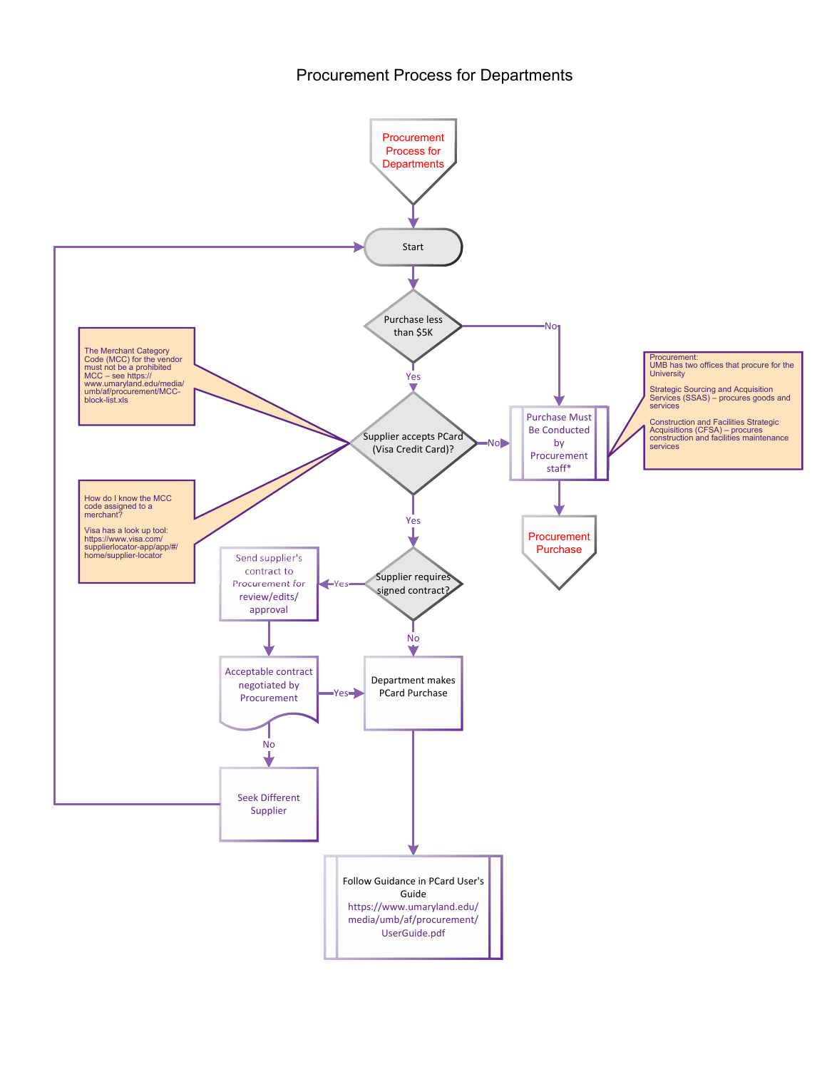# Procurement Process for Departments

Procurement Process for Departments

Start

Purchase less than $5K

- No → Purchase Must Be Conducted by Procurement staff* → Procurement Purchase
- Yes → Supplier accepts PCard (Visa Credit Card)?

Supplier accepts PCard (Visa Credit Card)?

- No → Purchase Must Be Conducted by Procurement staff*
- Yes → Supplier requires signed contract?

Supplier requires signed contract?

- Yes → Send supplier's contract to Procurement for review/edits/approval → Acceptable contract negotiated by Procurement
- No → Department makes PCard Purchase

Acceptable contract negotiated by Procurement

- Yes → Department makes PCard Purchase
- No → Seek Different Supplier → Start

Department makes PCard Purchase → Follow Guidance in PCard User's Guide https://www.umaryland.edu/media/umb/af/procurement/UserGuide.pdf

The Merchant Category Code (MCC) for the vendor must not be a prohibited MCC – see https://www.umaryland.edu/media/umb/af/procurement/MCC-block-list.xls

How do I know the MCC code assigned to a merchant?

Visa has a look up tool: https://www.visa.com/supplierlocator-app/app/#/home/supplier-locator

Procurement:
UMB has two offices that procure for the University

Strategic Sourcing and Acquisition Services (SSAS) – procures goods and services

Construction and Facilities Strategic Acquisitions (CFSA) – procures construction and facilities maintenance services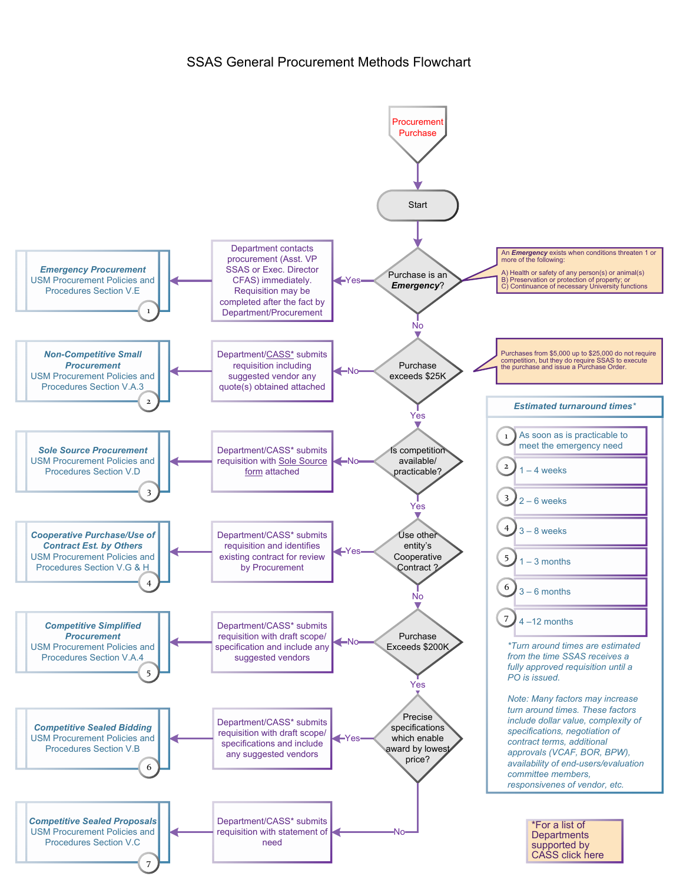# SSAS General Procurement Methods Flowchart

Procurement Purchase

Start

Purchase is an *Emergency*?

An ***Emergency*** exists when conditions threaten 1 or more of the following:

A) Health or safety of any person(s) or animal(s)
B) Preservation or protection of property; or
C) Continuance of necessary University functions

Yes → Department contacts procurement (Asst. VP SSAS or Exec. Director CFAS) immediately. Requisition may be completed after the fact by Department/Procurement → ***Emergency Procurement*** USM Procurement Policies and Procedures Section V.E (1)

No

Purchase exceeds $25K

Purchases from $5,000 up to $25,000 do not require competition, but they do require SSAS to execute the purchase and issue a Purchase Order.

No → Department/CASS* submits requisition including suggested vendor any quote(s) obtained attached → ***Non-Competitive Small Procurement*** USM Procurement Policies and Procedures Section V.A.3 (2)

Yes

Is competition available/ practicable?

No → Department/CASS* submits requisition with Sole Source form attached → ***Sole Source Procurement*** USM Procurement Policies and Procedures Section V.D (3)

Yes

Use other entity's Cooperative Contract ?

Yes → Department/CASS* submits existing contract for review by Procurement → ***Cooperative Purchase/Use of Contract Est. by Others*** USM Procurement Policies and Procedures Section V.G & H (4)

No

Purchase Exceeds $200K

No → Department/CASS* submits requisition with draft scope/ specification and include any suggested vendors → ***Competitive Simplified Procurement*** USM Procurement Policies and Procedures Section V.A.4 (5)

Yes

Precise specifications which enable award by lowest price?

Yes → Department/CASS* submits requisition with draft scope/ specifications and include any suggested vendors → ***Competitive Sealed Bidding*** USM Procurement Policies and Procedures Section V.B (6)

No → Department/CASS* submits requisition with statement of need → ***Competitive Sealed Proposals*** USM Procurement Policies and Procedures Section V.C (7)

## *Estimated turnaround times**

| | |
|---|---|
| 1 | As soon as is practicable to meet the emergency need |
| 2 | 1 – 4 weeks |
| 3 | 2 – 6 weeks |
| 4 | 3 – 8 weeks |
| 5 | 1 – 3 months |
| 6 | 3 – 6 months |
| 7 | 4 –12 months |

**Turn around times are estimated from the time SSAS receives a fully approved requisition until a PO is issued.*

*Note: Many factors may increase turn around times. These factors include dollar value, complexity of specifications, negotiation of contract terms, additional approvals (VCAF, BOR, BPW), availability of end-users/evaluation committee members, responsivenes of vendor, etc.*

*For a list of Departments supported by CASS click here